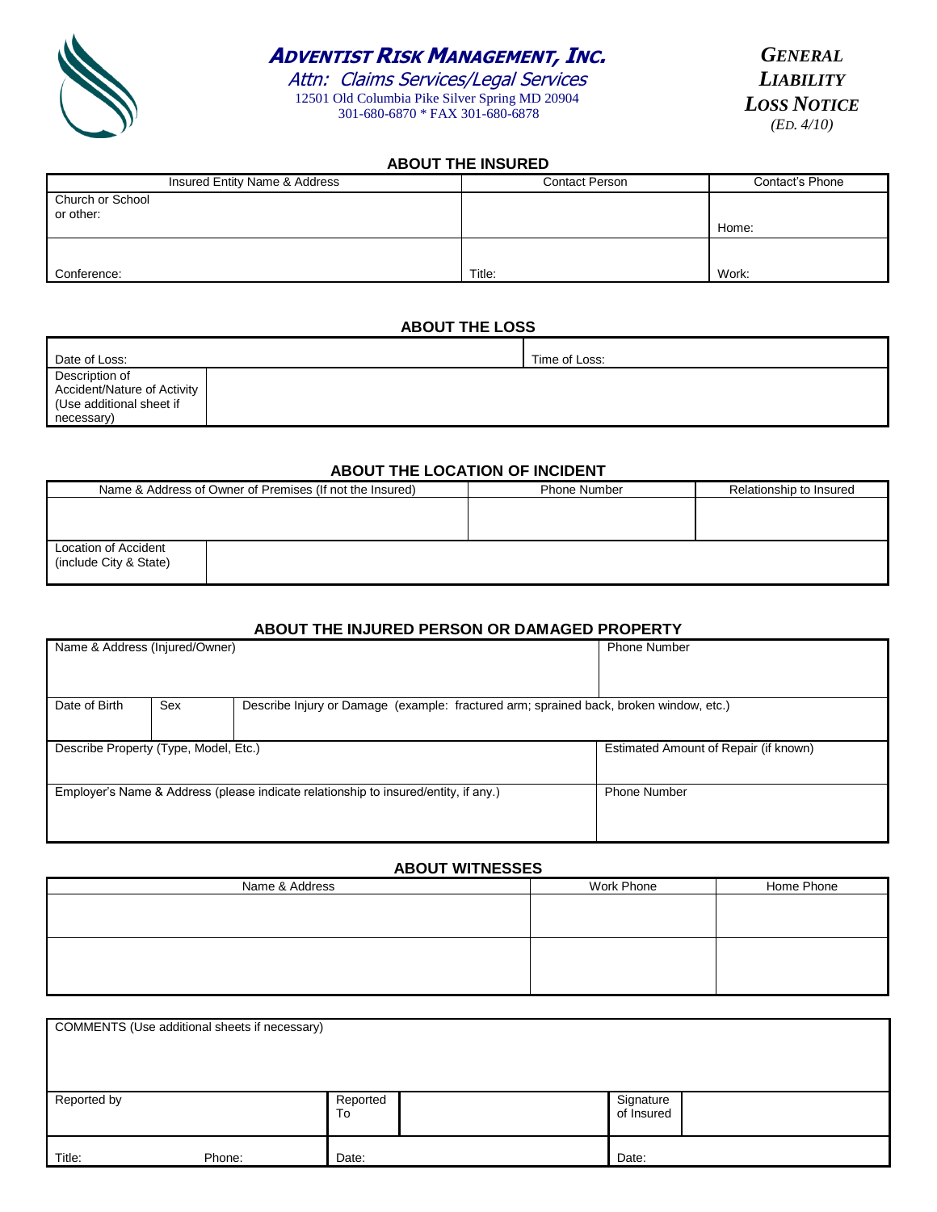# ADVENTIST RISK MANAGEMENT, INC.

Attn: Claims Services/Legal Services
12501 Old Columbia Pike Silver Spring MD 20904
301-680-6870 * FAX 301-680-6878

***GENERAL LIABILITY LOSS NOTICE***
*(ED. 4/10)*

## ABOUT THE INSURED

| Insured Entity Name & Address | Contact Person | Contact's Phone |
|---|---|---|
| Church or School or other: | | Home: |
| Conference: | Title: | Work: |

## ABOUT THE LOSS

| Date of Loss: | Time of Loss: |
|---|---|
| Description of Accident/Nature of Activity (Use additional sheet if necessary) | |

## ABOUT THE LOCATION OF INCIDENT

| Name & Address of Owner of Premises (If not the Insured) | Phone Number | Relationship to Insured |
|---|---|---|
| | | |
| Location of Accident (include City & State) | | |

## ABOUT THE INJURED PERSON OR DAMAGED PROPERTY

| Name & Address (Injured/Owner) | | | Phone Number |
|---|---|---|---|
| Date of Birth | Sex | Describe Injury or Damage (example: fractured arm; sprained back, broken window, etc.) | |
| Describe Property (Type, Model, Etc.) | | | Estimated Amount of Repair (if known) |
| Employer's Name & Address (please indicate relationship to insured/entity, if any.) | | | Phone Number |

## ABOUT WITNESSES

| Name & Address | Work Phone | Home Phone |
|---|---|---|
| | | |
| | | |

| COMMENTS (Use additional sheets if necessary) | | | | |
|---|---|---|---|---|
| Reported by | Reported To | | Signature of Insured | |
| Title: Phone: | Date: | | Date: | |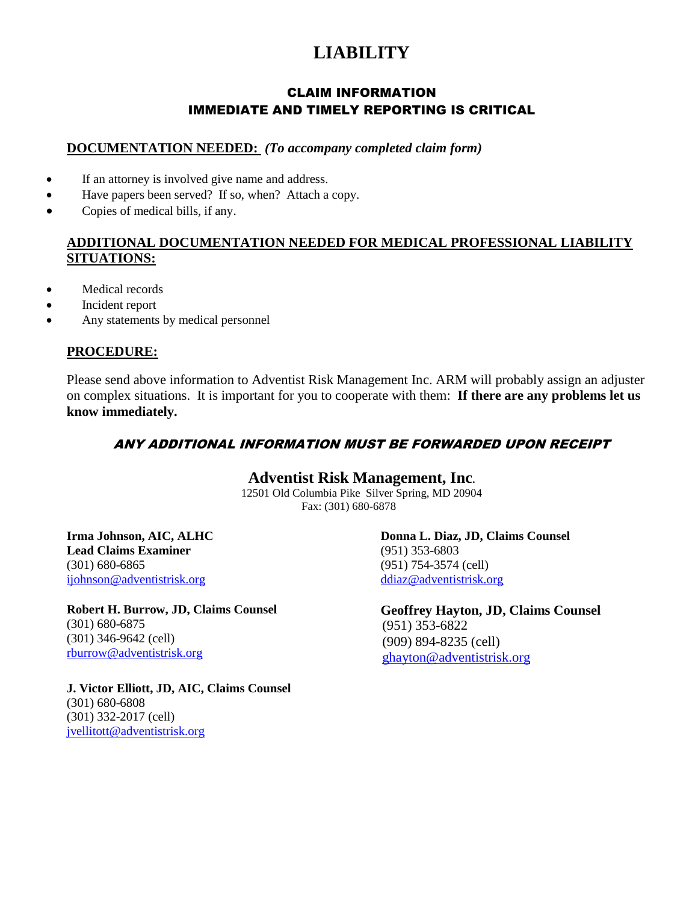# LIABILITY

## CLAIM INFORMATION
## IMMEDIATE AND TIMELY REPORTING IS CRITICAL

**DOCUMENTATION NEEDED:** ***(To accompany completed claim form)***

- If an attorney is involved give name and address.
- Have papers been served? If so, when? Attach a copy.
- Copies of medical bills, if any.

**ADDITIONAL DOCUMENTATION NEEDED FOR MEDICAL PROFESSIONAL LIABILITY SITUATIONS:**

- Medical records
- Incident report
- Any statements by medical personnel

**PROCEDURE:**

Please send above information to Adventist Risk Management Inc. ARM will probably assign an adjuster on complex situations. It is important for you to cooperate with them: **If there are any problems let us know immediately.**

***ANY ADDITIONAL INFORMATION MUST BE FORWARDED UPON RECEIPT***

**Adventist Risk Management, Inc.**
12501 Old Columbia Pike Silver Spring, MD 20904
Fax: (301) 680-6878

**Irma Johnson, AIC, ALHC**
**Lead Claims Examiner**
(301) 680-6865
ijohnson@adventistrisk.org

**Robert H. Burrow, JD, Claims Counsel**
(301) 680-6875
(301) 346-9642 (cell)
rburrow@adventistrisk.org

**J. Victor Elliott, JD, AIC, Claims Counsel**
(301) 680-6808
(301) 332-2017 (cell)
jvellitott@adventistrisk.org

**Donna L. Diaz, JD, Claims Counsel**
(951) 353-6803
(951) 754-3574 (cell)
ddiaz@adventistrisk.org

**Geoffrey Hayton, JD, Claims Counsel**
(951) 353-6822
(909) 894-8235 (cell)
ghayton@adventistrisk.org